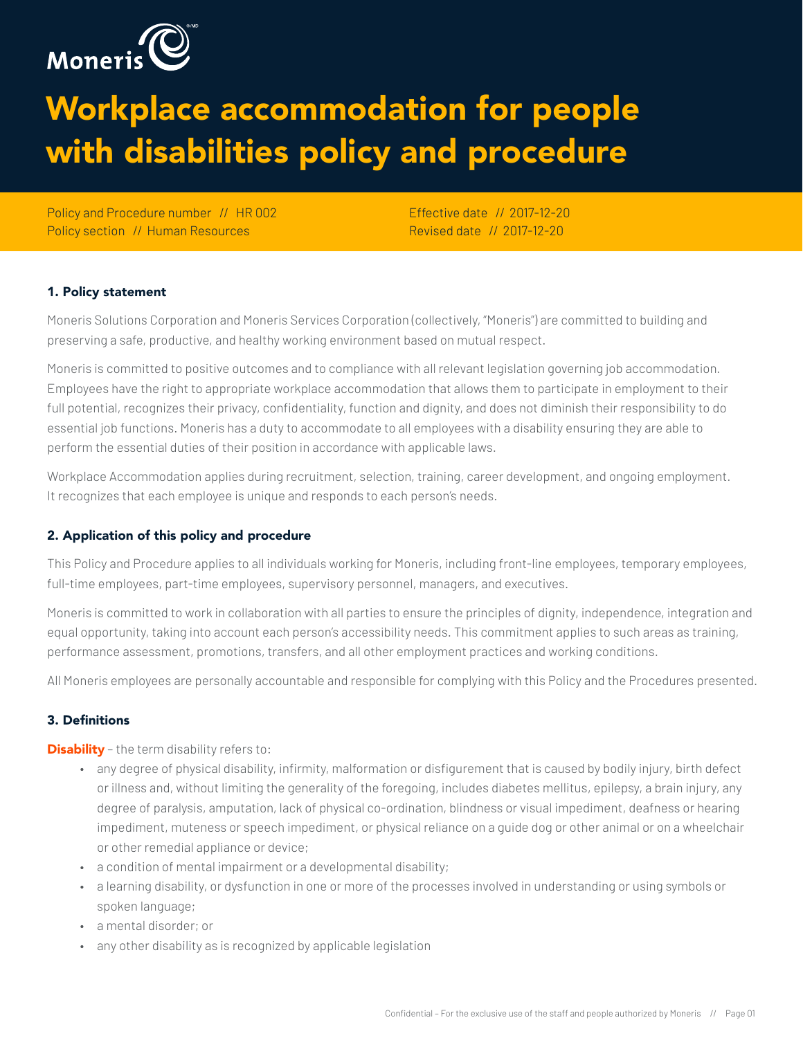Moneris

# Workplace accommodation for people with disabilities policy and procedure

Policy and Procedure number // HR 002
Policy section // Human Resources

Effective date // 2017-12-20
Revised date // 2017-12-20

## 1. Policy statement

Moneris Solutions Corporation and Moneris Services Corporation (collectively, "Moneris") are committed to building and preserving a safe, productive, and healthy working environment based on mutual respect.

Moneris is committed to positive outcomes and to compliance with all relevant legislation governing job accommodation. Employees have the right to appropriate workplace accommodation that allows them to participate in employment to their full potential, recognizes their privacy, confidentiality, function and dignity, and does not diminish their responsibility to do essential job functions. Moneris has a duty to accommodate to all employees with a disability ensuring they are able to perform the essential duties of their position in accordance with applicable laws.

Workplace Accommodation applies during recruitment, selection, training, career development, and ongoing employment. It recognizes that each employee is unique and responds to each person's needs.

## 2. Application of this policy and procedure

This Policy and Procedure applies to all individuals working for Moneris, including front-line employees, temporary employees, full-time employees, part-time employees, supervisory personnel, managers, and executives.

Moneris is committed to work in collaboration with all parties to ensure the principles of dignity, independence, integration and equal opportunity, taking into account each person's accessibility needs. This commitment applies to such areas as training, performance assessment, promotions, transfers, and all other employment practices and working conditions.

All Moneris employees are personally accountable and responsible for complying with this Policy and the Procedures presented.

## 3. Definitions

**Disability** – the term disability refers to:

- any degree of physical disability, infirmity, malformation or disfigurement that is caused by bodily injury, birth defect or illness and, without limiting the generality of the foregoing, includes diabetes mellitus, epilepsy, a brain injury, any degree of paralysis, amputation, lack of physical co-ordination, blindness or visual impediment, deafness or hearing impediment, muteness or speech impediment, or physical reliance on a guide dog or other animal or on a wheelchair or other remedial appliance or device;
- a condition of mental impairment or a developmental disability;
- a learning disability, or dysfunction in one or more of the processes involved in understanding or using symbols or spoken language;
- a mental disorder; or
- any other disability as is recognized by applicable legislation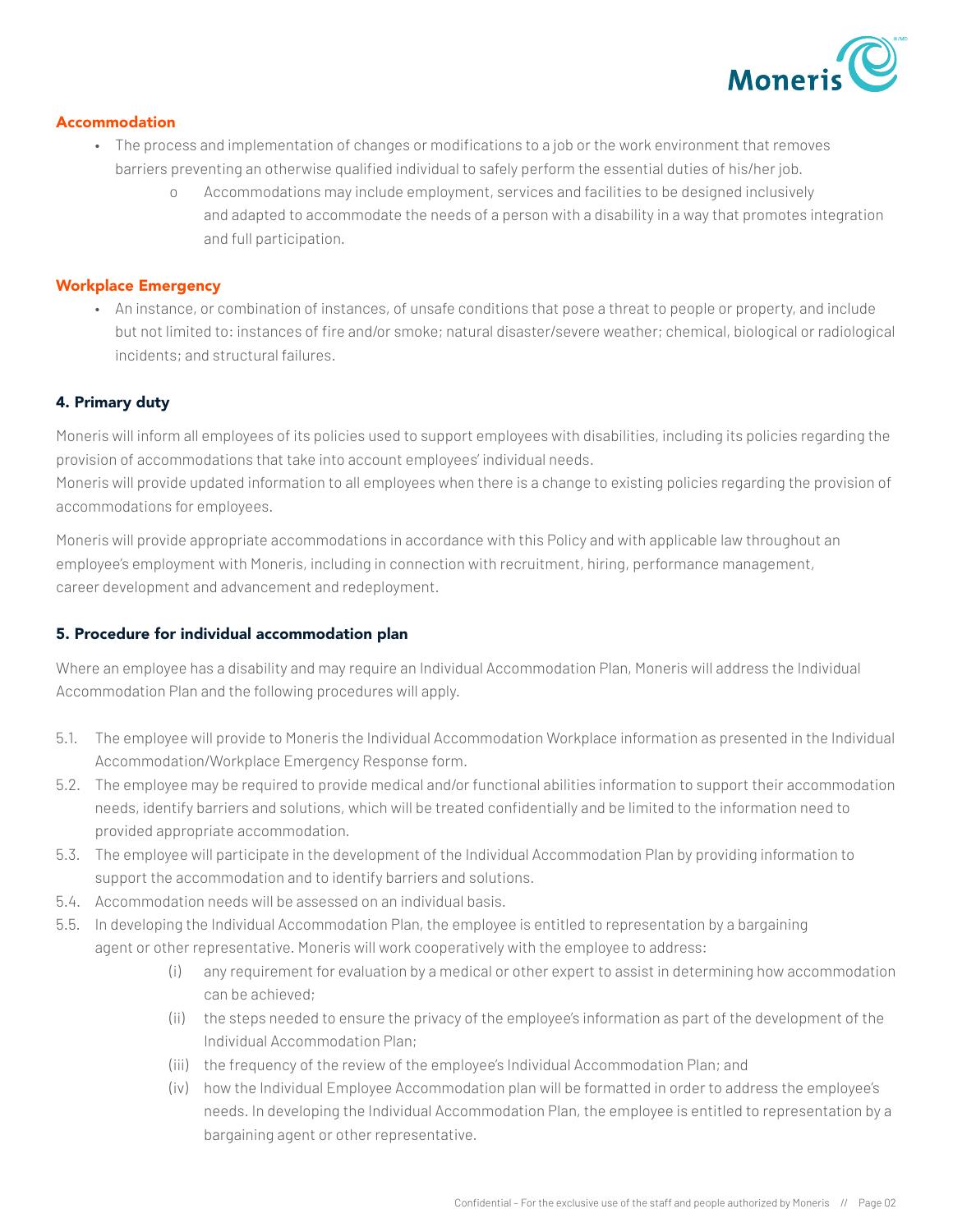### Accommodation

- The process and implementation of changes or modifications to a job or the work environment that removes barriers preventing an otherwise qualified individual to safely perform the essential duties of his/her job.
    - Accommodations may include employment, services and facilities to be designed inclusively and adapted to accommodate the needs of a person with a disability in a way that promotes integration and full participation.

### Workplace Emergency

- An instance, or combination of instances, of unsafe conditions that pose a threat to people or property, and include but not limited to: instances of fire and/or smoke; natural disaster/severe weather; chemical, biological or radiological incidents; and structural failures.

## 4. Primary duty

Moneris will inform all employees of its policies used to support employees with disabilities, including its policies regarding the provision of accommodations that take into account employees' individual needs.
Moneris will provide updated information to all employees when there is a change to existing policies regarding the provision of accommodations for employees.

Moneris will provide appropriate accommodations in accordance with this Policy and with applicable law throughout an employee's employment with Moneris, including in connection with recruitment, hiring, performance management, career development and advancement and redeployment.

## 5. Procedure for individual accommodation plan

Where an employee has a disability and may require an Individual Accommodation Plan, Moneris will address the Individual Accommodation Plan and the following procedures will apply.

5.1. The employee will provide to Moneris the Individual Accommodation Workplace information as presented in the Individual Accommodation/Workplace Emergency Response form.

5.2. The employee may be required to provide medical and/or functional abilities information to support their accommodation needs, identify barriers and solutions, which will be treated confidentially and be limited to the information need to provided appropriate accommodation.

5.3. The employee will participate in the development of the Individual Accommodation Plan by providing information to support the accommodation and to identify barriers and solutions.

5.4. Accommodation needs will be assessed on an individual basis.

5.5. In developing the Individual Accommodation Plan, the employee is entitled to representation by a bargaining agent or other representative. Moneris will work cooperatively with the employee to address:

- (i) any requirement for evaluation by a medical or other expert to assist in determining how accommodation can be achieved;
- (ii) the steps needed to ensure the privacy of the employee's information as part of the development of the Individual Accommodation Plan;
- (iii) the frequency of the review of the employee's Individual Accommodation Plan; and
- (iv) how the Individual Employee Accommodation plan will be formatted in order to address the employee's needs. In developing the Individual Accommodation Plan, the employee is entitled to representation by a bargaining agent or other representative.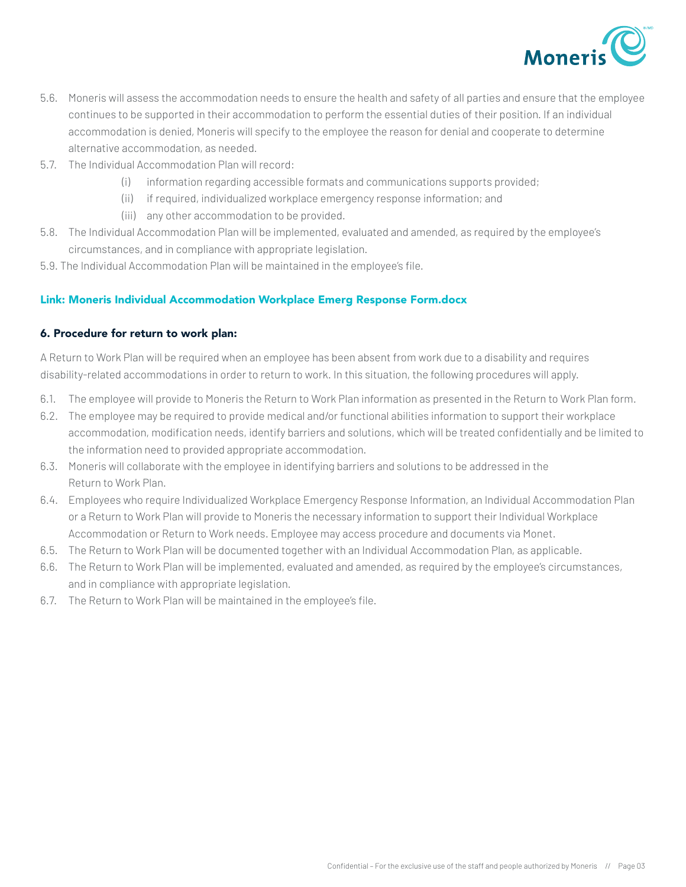5.6. Moneris will assess the accommodation needs to ensure the health and safety of all parties and ensure that the employee continues to be supported in their accommodation to perform the essential duties of their position. If an individual accommodation is denied, Moneris will specify to the employee the reason for denial and cooperate to determine alternative accommodation, as needed.

5.7. The Individual Accommodation Plan will record:

  (i) information regarding accessible formats and communications supports provided;

  (ii) if required, individualized workplace emergency response information; and

  (iii) any other accommodation to be provided.

5.8. The Individual Accommodation Plan will be implemented, evaluated and amended, as required by the employee's circumstances, and in compliance with appropriate legislation.

5.9. The Individual Accommodation Plan will be maintained in the employee's file.

**Link: Moneris Individual Accommodation Workplace Emerg Response Form.docx**

## 6. Procedure for return to work plan:

A Return to Work Plan will be required when an employee has been absent from work due to a disability and requires disability-related accommodations in order to return to work. In this situation, the following procedures will apply.

6.1. The employee will provide to Moneris the Return to Work Plan information as presented in the Return to Work Plan form.

6.2. The employee may be required to provide medical and/or functional abilities information to support their workplace accommodation, modification needs, identify barriers and solutions, which will be treated confidentially and be limited to the information need to provided appropriate accommodation.

6.3. Moneris will collaborate with the employee in identifying barriers and solutions to be addressed in the Return to Work Plan.

6.4. Employees who require Individualized Workplace Emergency Response Information, an Individual Accommodation Plan or a Return to Work Plan will provide to Moneris the necessary information to support their Individual Workplace Accommodation or Return to Work needs. Employee may access procedure and documents via Monet.

6.5. The Return to Work Plan will be documented together with an Individual Accommodation Plan, as applicable.

6.6. The Return to Work Plan will be implemented, evaluated and amended, as required by the employee's circumstances, and in compliance with appropriate legislation.

6.7. The Return to Work Plan will be maintained in the employee's file.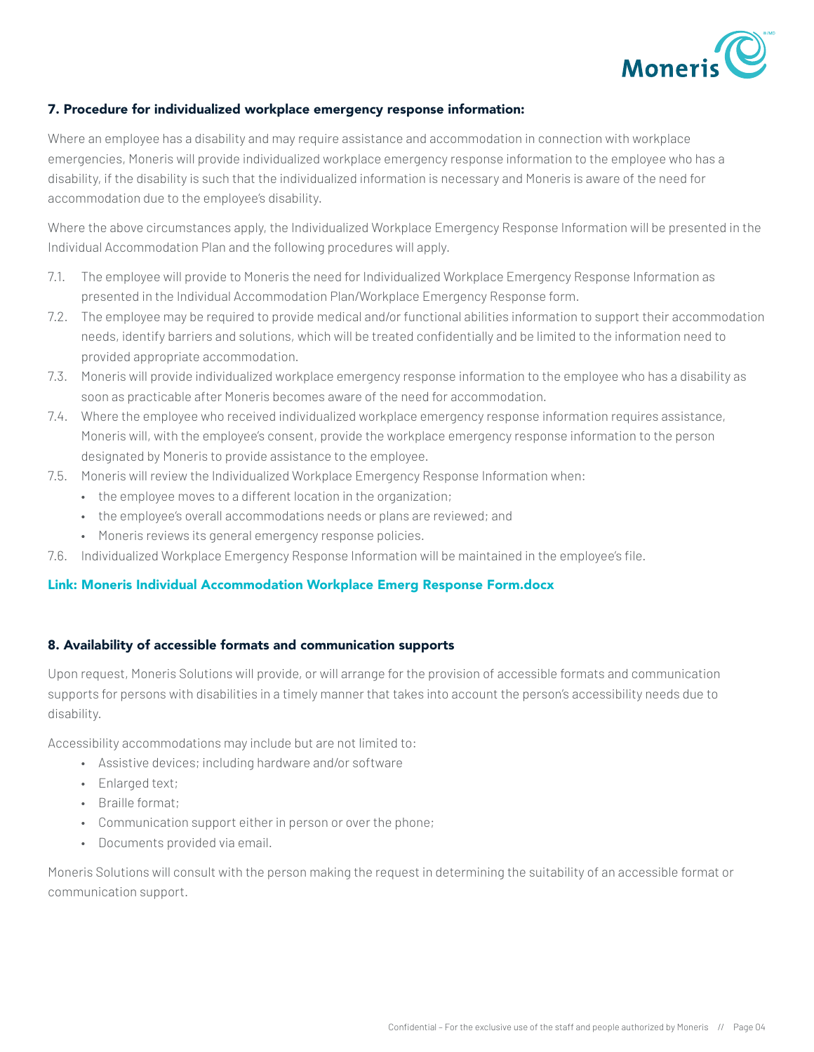## 7. Procedure for individualized workplace emergency response information:

Where an employee has a disability and may require assistance and accommodation in connection with workplace emergencies, Moneris will provide individualized workplace emergency response information to the employee who has a disability, if the disability is such that the individualized information is necessary and Moneris is aware of the need for accommodation due to the employee's disability.

Where the above circumstances apply, the Individualized Workplace Emergency Response Information will be presented in the Individual Accommodation Plan and the following procedures will apply.

7.1. The employee will provide to Moneris the need for Individualized Workplace Emergency Response Information as presented in the Individual Accommodation Plan/Workplace Emergency Response form.

7.2. The employee may be required to provide medical and/or functional abilities information to support their accommodation needs, identify barriers and solutions, which will be treated confidentially and be limited to the information need to provided appropriate accommodation.

7.3. Moneris will provide individualized workplace emergency response information to the employee who has a disability as soon as practicable after Moneris becomes aware of the need for accommodation.

7.4. Where the employee who received individualized workplace emergency response information requires assistance, Moneris will, with the employee's consent, provide the workplace emergency response information to the person designated by Moneris to provide assistance to the employee.

7.5. Moneris will review the Individualized Workplace Emergency Response Information when:

- the employee moves to a different location in the organization;
- the employee's overall accommodations needs or plans are reviewed; and
- Moneris reviews its general emergency response policies.

7.6. Individualized Workplace Emergency Response Information will be maintained in the employee's file.

**Link: Moneris Individual Accommodation Workplace Emerg Response Form.docx**

## 8. Availability of accessible formats and communication supports

Upon request, Moneris Solutions will provide, or will arrange for the provision of accessible formats and communication supports for persons with disabilities in a timely manner that takes into account the person's accessibility needs due to disability.

Accessibility accommodations may include but are not limited to:

- Assistive devices; including hardware and/or software
- Enlarged text;
- Braille format;
- Communication support either in person or over the phone;
- Documents provided via email.

Moneris Solutions will consult with the person making the request in determining the suitability of an accessible format or communication support.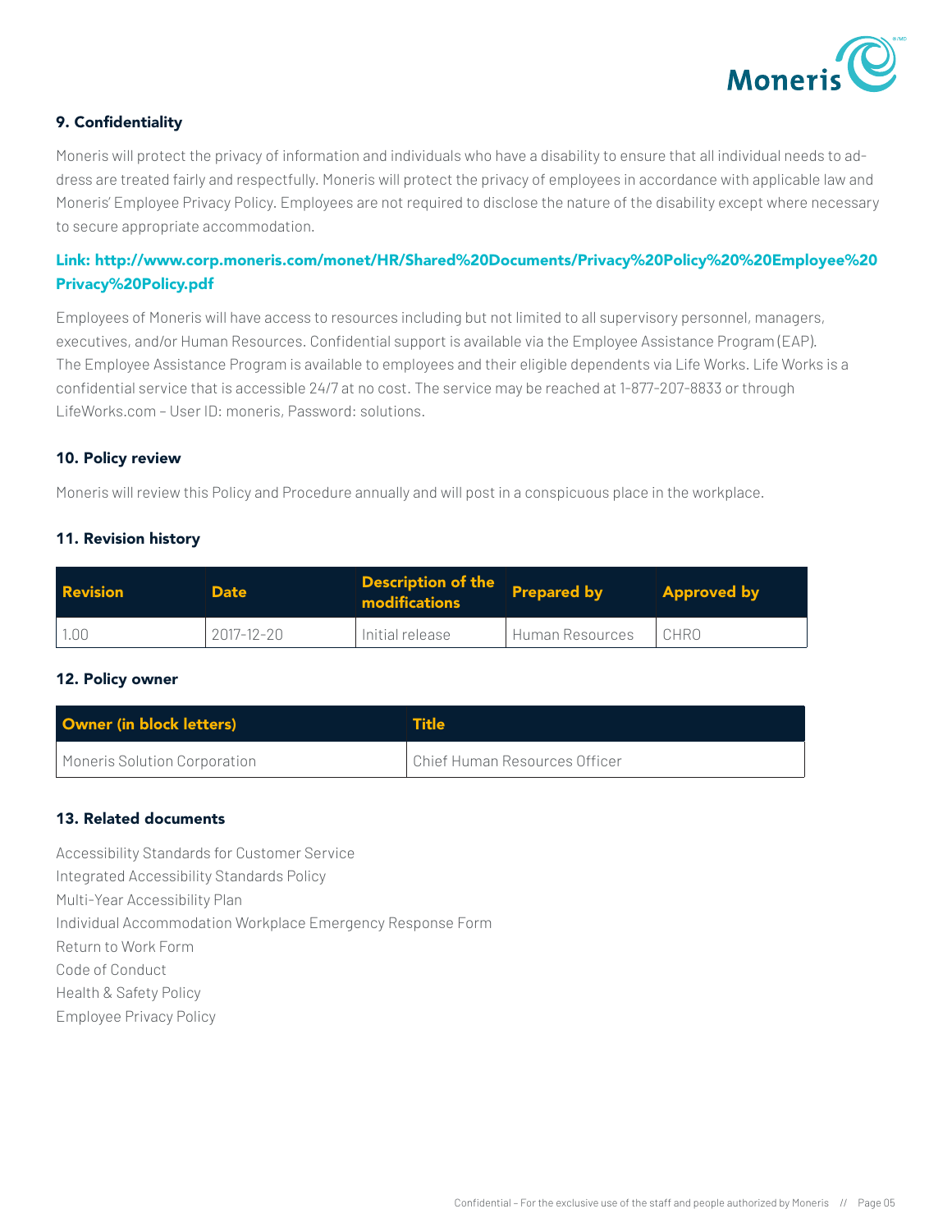## 9. Confidentiality

Moneris will protect the privacy of information and individuals who have a disability to ensure that all individual needs to address are treated fairly and respectfully. Moneris will protect the privacy of employees in accordance with applicable law and Moneris' Employee Privacy Policy. Employees are not required to disclose the nature of the disability except where necessary to secure appropriate accommodation.

**Link: http://www.corp.moneris.com/monet/HR/Shared%20Documents/Privacy%20Policy%20%20Employee%20Privacy%20Policy.pdf**

Employees of Moneris will have access to resources including but not limited to all supervisory personnel, managers, executives, and/or Human Resources. Confidential support is available via the Employee Assistance Program (EAP). The Employee Assistance Program is available to employees and their eligible dependents via Life Works. Life Works is a confidential service that is accessible 24/7 at no cost. The service may be reached at 1-877-207-8833 or through LifeWorks.com – User ID: moneris, Password: solutions.

## 10. Policy review

Moneris will review this Policy and Procedure annually and will post in a conspicuous place in the workplace.

## 11. Revision history

| Revision | Date | Description of the modifications | Prepared by | Approved by |
|---|---|---|---|---|
| 1.00 | 2017-12-20 | Initial release | Human Resources | CHRO |

## 12. Policy owner

| Owner (in block letters) | Title |
|---|---|
| Moneris Solution Corporation | Chief Human Resources Officer |

## 13. Related documents

Accessibility Standards for Customer Service
Integrated Accessibility Standards Policy
Multi-Year Accessibility Plan
Individual Accommodation Workplace Emergency Response Form
Return to Work Form
Code of Conduct
Health & Safety Policy
Employee Privacy Policy